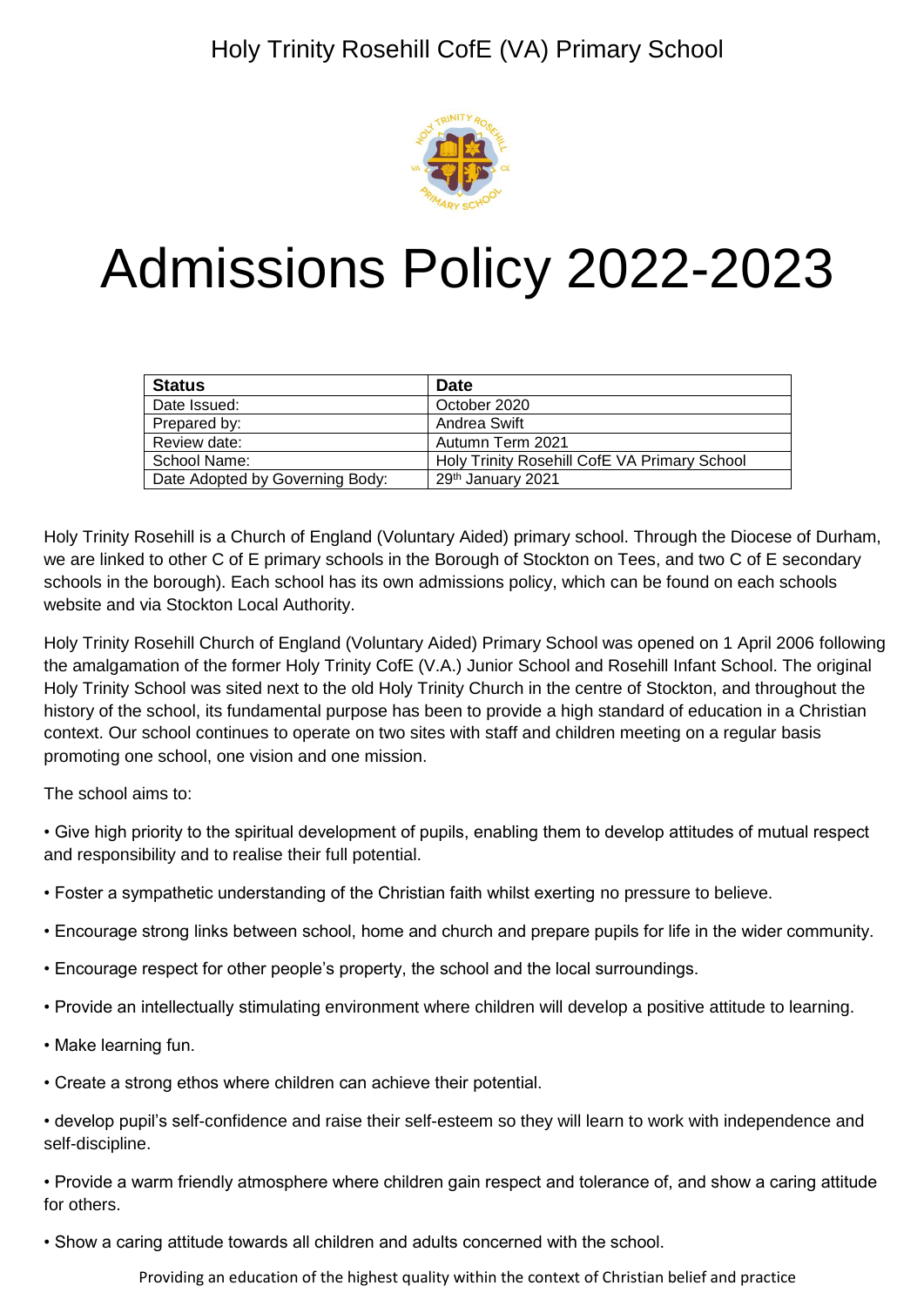Holy Trinity Rosehill CofE (VA) Primary School

# Admissions Policy 2022-2023

| Status | Date |
|---|---|
| Date Issued: | October 2020 |
| Prepared by: | Andrea Swift |
| Review date: | Autumn Term 2021 |
| School Name: | Holy Trinity Rosehill CofE VA Primary School |
| Date Adopted by Governing Body: | 29th January 2021 |

Holy Trinity Rosehill is a Church of England (Voluntary Aided) primary school. Through the Diocese of Durham, we are linked to other C of E primary schools in the Borough of Stockton on Tees, and two C of E secondary schools in the borough). Each school has its own admissions policy, which can be found on each schools website and via Stockton Local Authority.

Holy Trinity Rosehill Church of England (Voluntary Aided) Primary School was opened on 1 April 2006 following the amalgamation of the former Holy Trinity CofE (V.A.) Junior School and Rosehill Infant School. The original Holy Trinity School was sited next to the old Holy Trinity Church in the centre of Stockton, and throughout the history of the school, its fundamental purpose has been to provide a high standard of education in a Christian context. Our school continues to operate on two sites with staff and children meeting on a regular basis promoting one school, one vision and one mission.

The school aims to:

• Give high priority to the spiritual development of pupils, enabling them to develop attitudes of mutual respect and responsibility and to realise their full potential.

• Foster a sympathetic understanding of the Christian faith whilst exerting no pressure to believe.

• Encourage strong links between school, home and church and prepare pupils for life in the wider community.

• Encourage respect for other people's property, the school and the local surroundings.

• Provide an intellectually stimulating environment where children will develop a positive attitude to learning.

• Make learning fun.

• Create a strong ethos where children can achieve their potential.

• develop pupil's self-confidence and raise their self-esteem so they will learn to work with independence and self-discipline.

• Provide a warm friendly atmosphere where children gain respect and tolerance of, and show a caring attitude for others.

• Show a caring attitude towards all children and adults concerned with the school.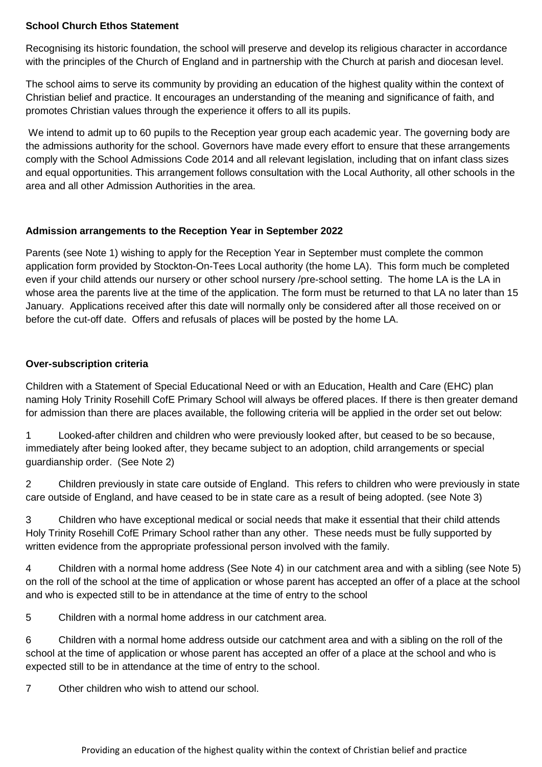**School Church Ethos Statement**

Recognising its historic foundation, the school will preserve and develop its religious character in accordance with the principles of the Church of England and in partnership with the Church at parish and diocesan level.

The school aims to serve its community by providing an education of the highest quality within the context of Christian belief and practice. It encourages an understanding of the meaning and significance of faith, and promotes Christian values through the experience it offers to all its pupils.

We intend to admit up to 60 pupils to the Reception year group each academic year. The governing body are the admissions authority for the school. Governors have made every effort to ensure that these arrangements comply with the School Admissions Code 2014 and all relevant legislation, including that on infant class sizes and equal opportunities. This arrangement follows consultation with the Local Authority, all other schools in the area and all other Admission Authorities in the area.

**Admission arrangements to the Reception Year in September 2022**

Parents (see Note 1) wishing to apply for the Reception Year in September must complete the common application form provided by Stockton-On-Tees Local authority (the home LA). This form much be completed even if your child attends our nursery or other school nursery /pre-school setting. The home LA is the LA in whose area the parents live at the time of the application. The form must be returned to that LA no later than 15 January. Applications received after this date will normally only be considered after all those received on or before the cut-off date. Offers and refusals of places will be posted by the home LA.

**Over-subscription criteria**

Children with a Statement of Special Educational Need or with an Education, Health and Care (EHC) plan naming Holy Trinity Rosehill CofE Primary School will always be offered places. If there is then greater demand for admission than there are places available, the following criteria will be applied in the order set out below:

1 Looked-after children and children who were previously looked after, but ceased to be so because, immediately after being looked after, they became subject to an adoption, child arrangements or special guardianship order. (See Note 2)

2 Children previously in state care outside of England. This refers to children who were previously in state care outside of England, and have ceased to be in state care as a result of being adopted. (see Note 3)

3 Children who have exceptional medical or social needs that make it essential that their child attends Holy Trinity Rosehill CofE Primary School rather than any other. These needs must be fully supported by written evidence from the appropriate professional person involved with the family.

4 Children with a normal home address (See Note 4) in our catchment area and with a sibling (see Note 5) on the roll of the school at the time of application or whose parent has accepted an offer of a place at the school and who is expected still to be in attendance at the time of entry to the school

5 Children with a normal home address in our catchment area.

6 Children with a normal home address outside our catchment area and with a sibling on the roll of the school at the time of application or whose parent has accepted an offer of a place at the school and who is expected still to be in attendance at the time of entry to the school.

7 Other children who wish to attend our school.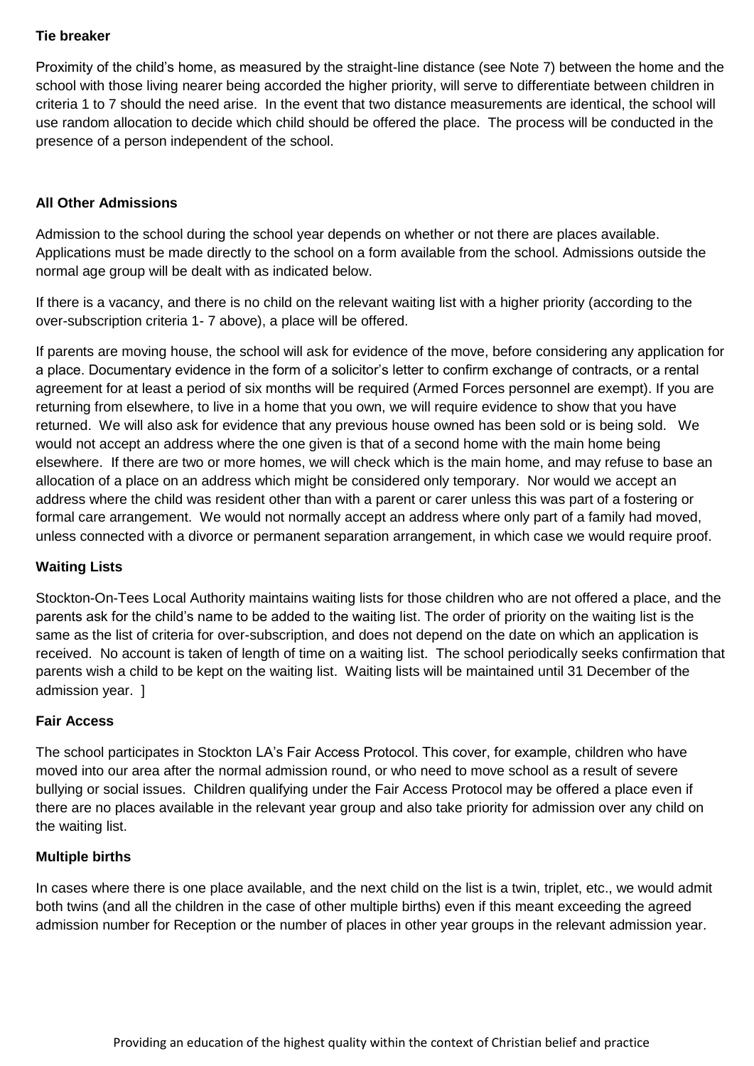**Tie breaker**

Proximity of the child's home, as measured by the straight-line distance (see Note 7) between the home and the school with those living nearer being accorded the higher priority, will serve to differentiate between children in criteria 1 to 7 should the need arise. In the event that two distance measurements are identical, the school will use random allocation to decide which child should be offered the place. The process will be conducted in the presence of a person independent of the school.

**All Other Admissions**

Admission to the school during the school year depends on whether or not there are places available. Applications must be made directly to the school on a form available from the school. Admissions outside the normal age group will be dealt with as indicated below.

If there is a vacancy, and there is no child on the relevant waiting list with a higher priority (according to the over-subscription criteria 1- 7 above), a place will be offered.

If parents are moving house, the school will ask for evidence of the move, before considering any application for a place. Documentary evidence in the form of a solicitor's letter to confirm exchange of contracts, or a rental agreement for at least a period of six months will be required (Armed Forces personnel are exempt). If you are returning from elsewhere, to live in a home that you own, we will require evidence to show that you have returned. We will also ask for evidence that any previous house owned has been sold or is being sold. We would not accept an address where the one given is that of a second home with the main home being elsewhere. If there are two or more homes, we will check which is the main home, and may refuse to base an allocation of a place on an address which might be considered only temporary. Nor would we accept an address where the child was resident other than with a parent or carer unless this was part of a fostering or formal care arrangement. We would not normally accept an address where only part of a family had moved, unless connected with a divorce or permanent separation arrangement, in which case we would require proof.

**Waiting Lists**

Stockton-On-Tees Local Authority maintains waiting lists for those children who are not offered a place, and the parents ask for the child's name to be added to the waiting list. The order of priority on the waiting list is the same as the list of criteria for over-subscription, and does not depend on the date on which an application is received. No account is taken of length of time on a waiting list. The school periodically seeks confirmation that parents wish a child to be kept on the waiting list. Waiting lists will be maintained until 31 December of the admission year. ]

**Fair Access**

The school participates in Stockton LA's Fair Access Protocol. This cover, for example, children who have moved into our area after the normal admission round, or who need to move school as a result of severe bullying or social issues. Children qualifying under the Fair Access Protocol may be offered a place even if there are no places available in the relevant year group and also take priority for admission over any child on the waiting list.

**Multiple births**

In cases where there is one place available, and the next child on the list is a twin, triplet, etc., we would admit both twins (and all the children in the case of other multiple births) even if this meant exceeding the agreed admission number for Reception or the number of places in other year groups in the relevant admission year.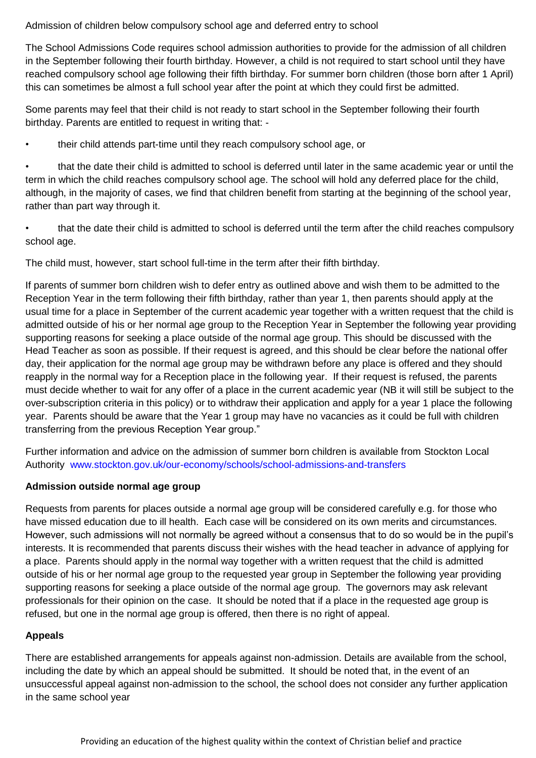Admission of children below compulsory school age and deferred entry to school

The School Admissions Code requires school admission authorities to provide for the admission of all children in the September following their fourth birthday. However, a child is not required to start school until they have reached compulsory school age following their fifth birthday. For summer born children (those born after 1 April) this can sometimes be almost a full school year after the point at which they could first be admitted.

Some parents may feel that their child is not ready to start school in the September following their fourth birthday. Parents are entitled to request in writing that: -

- their child attends part-time until they reach compulsory school age, or
- that the date their child is admitted to school is deferred until later in the same academic year or until the term in which the child reaches compulsory school age. The school will hold any deferred place for the child, although, in the majority of cases, we find that children benefit from starting at the beginning of the school year, rather than part way through it.
- that the date their child is admitted to school is deferred until the term after the child reaches compulsory school age.

The child must, however, start school full-time in the term after their fifth birthday.

If parents of summer born children wish to defer entry as outlined above and wish them to be admitted to the Reception Year in the term following their fifth birthday, rather than year 1, then parents should apply at the usual time for a place in September of the current academic year together with a written request that the child is admitted outside of his or her normal age group to the Reception Year in September the following year providing supporting reasons for seeking a place outside of the normal age group. This should be discussed with the Head Teacher as soon as possible. If their request is agreed, and this should be clear before the national offer day, their application for the normal age group may be withdrawn before any place is offered and they should reapply in the normal way for a Reception place in the following year. If their request is refused, the parents must decide whether to wait for any offer of a place in the current academic year (NB it will still be subject to the over-subscription criteria in this policy) or to withdraw their application and apply for a year 1 place the following year. Parents should be aware that the Year 1 group may have no vacancies as it could be full with children transferring from the previous Reception Year group."

Further information and advice on the admission of summer born children is available from Stockton Local Authority www.stockton.gov.uk/our-economy/schools/school-admissions-and-transfers

**Admission outside normal age group**

Requests from parents for places outside a normal age group will be considered carefully e.g. for those who have missed education due to ill health. Each case will be considered on its own merits and circumstances. However, such admissions will not normally be agreed without a consensus that to do so would be in the pupil's interests. It is recommended that parents discuss their wishes with the head teacher in advance of applying for a place. Parents should apply in the normal way together with a written request that the child is admitted outside of his or her normal age group to the requested year group in September the following year providing supporting reasons for seeking a place outside of the normal age group. The governors may ask relevant professionals for their opinion on the case. It should be noted that if a place in the requested age group is refused, but one in the normal age group is offered, then there is no right of appeal.

**Appeals**

There are established arrangements for appeals against non-admission. Details are available from the school, including the date by which an appeal should be submitted. It should be noted that, in the event of an unsuccessful appeal against non-admission to the school, the school does not consider any further application in the same school year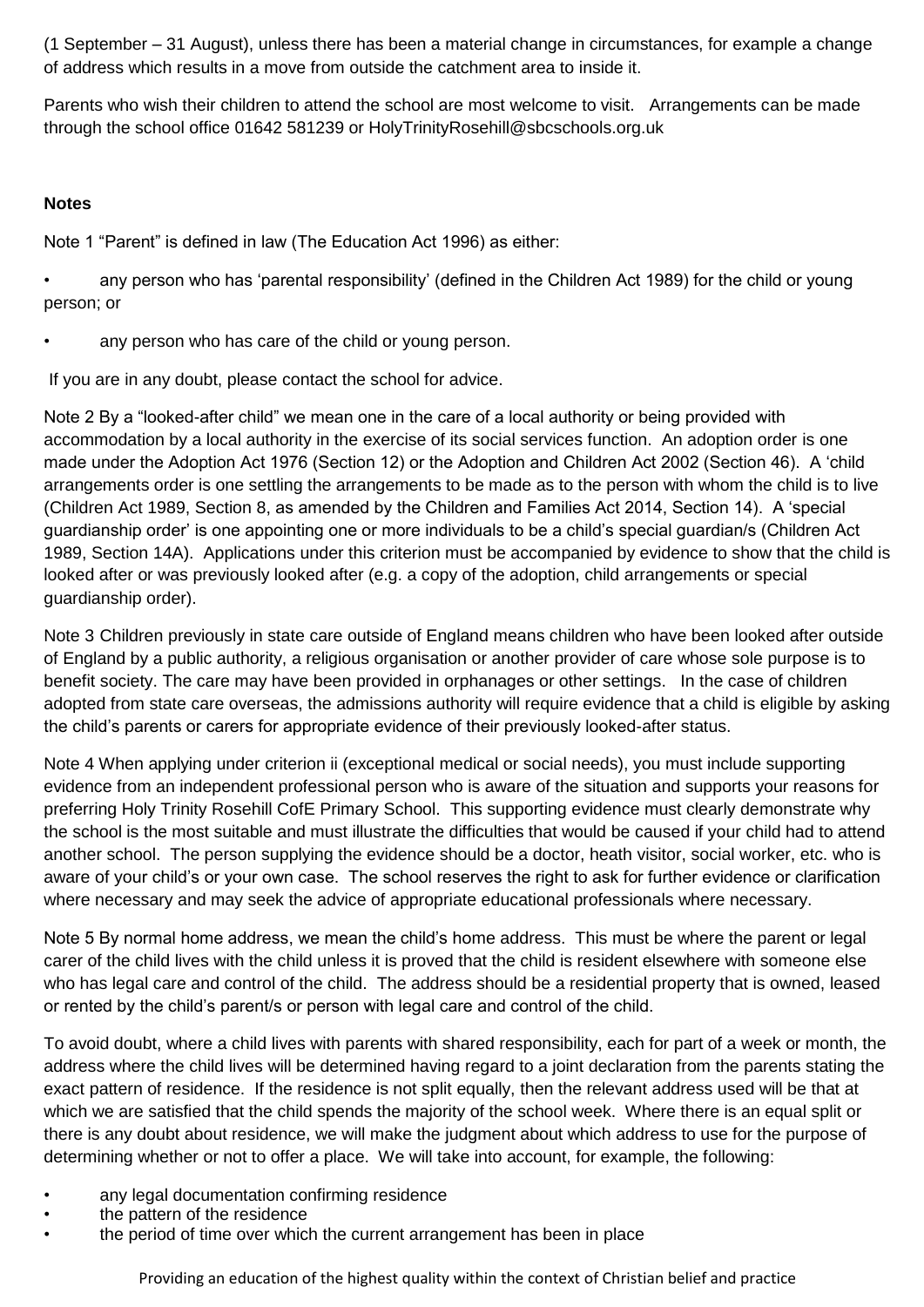(1 September – 31 August), unless there has been a material change in circumstances, for example a change of address which results in a move from outside the catchment area to inside it.

Parents who wish their children to attend the school are most welcome to visit. Arrangements can be made through the school office 01642 581239 or HolyTrinityRosehill@sbcschools.org.uk

**Notes**

Note 1 "Parent" is defined in law (The Education Act 1996) as either:

- any person who has 'parental responsibility' (defined in the Children Act 1989) for the child or young person; or
- any person who has care of the child or young person.

If you are in any doubt, please contact the school for advice.

Note 2 By a "looked-after child" we mean one in the care of a local authority or being provided with accommodation by a local authority in the exercise of its social services function. An adoption order is one made under the Adoption Act 1976 (Section 12) or the Adoption and Children Act 2002 (Section 46). A 'child arrangements order is one settling the arrangements to be made as to the person with whom the child is to live (Children Act 1989, Section 8, as amended by the Children and Families Act 2014, Section 14). A 'special guardianship order' is one appointing one or more individuals to be a child's special guardian/s (Children Act 1989, Section 14A). Applications under this criterion must be accompanied by evidence to show that the child is looked after or was previously looked after (e.g. a copy of the adoption, child arrangements or special guardianship order).

Note 3 Children previously in state care outside of England means children who have been looked after outside of England by a public authority, a religious organisation or another provider of care whose sole purpose is to benefit society. The care may have been provided in orphanages or other settings. In the case of children adopted from state care overseas, the admissions authority will require evidence that a child is eligible by asking the child's parents or carers for appropriate evidence of their previously looked-after status.

Note 4 When applying under criterion ii (exceptional medical or social needs), you must include supporting evidence from an independent professional person who is aware of the situation and supports your reasons for preferring Holy Trinity Rosehill CofE Primary School. This supporting evidence must clearly demonstrate why the school is the most suitable and must illustrate the difficulties that would be caused if your child had to attend another school. The person supplying the evidence should be a doctor, heath visitor, social worker, etc. who is aware of your child's or your own case. The school reserves the right to ask for further evidence or clarification where necessary and may seek the advice of appropriate educational professionals where necessary.

Note 5 By normal home address, we mean the child's home address. This must be where the parent or legal carer of the child lives with the child unless it is proved that the child is resident elsewhere with someone else who has legal care and control of the child. The address should be a residential property that is owned, leased or rented by the child's parent/s or person with legal care and control of the child.

To avoid doubt, where a child lives with parents with shared responsibility, each for part of a week or month, the address where the child lives will be determined having regard to a joint declaration from the parents stating the exact pattern of residence. If the residence is not split equally, then the relevant address used will be that at which we are satisfied that the child spends the majority of the school week. Where there is an equal split or there is any doubt about residence, we will make the judgment about which address to use for the purpose of determining whether or not to offer a place. We will take into account, for example, the following:

- any legal documentation confirming residence
- the pattern of the residence
- the period of time over which the current arrangement has been in place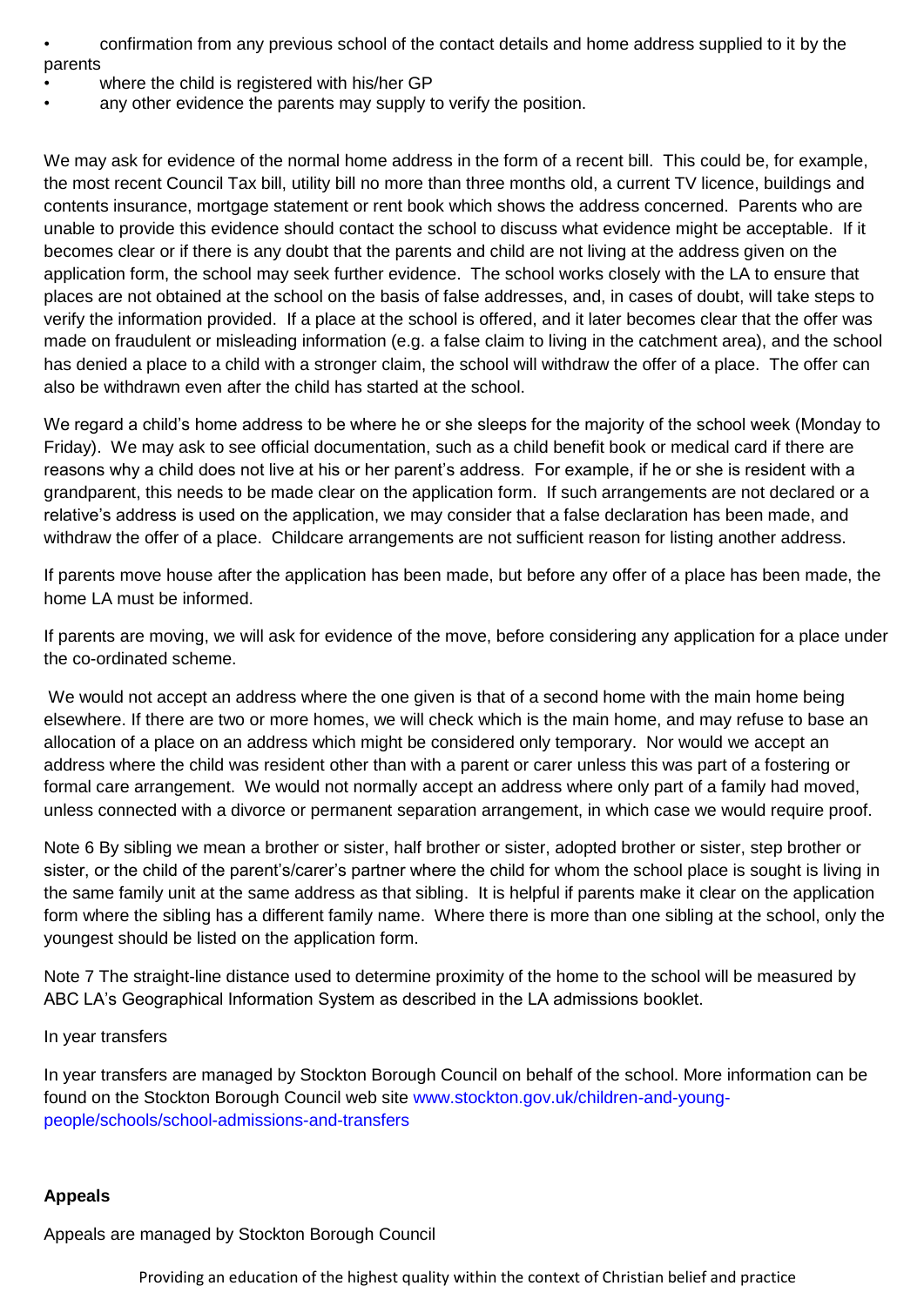- confirmation from any previous school of the contact details and home address supplied to it by the parents
- where the child is registered with his/her GP
- any other evidence the parents may supply to verify the position.

We may ask for evidence of the normal home address in the form of a recent bill. This could be, for example, the most recent Council Tax bill, utility bill no more than three months old, a current TV licence, buildings and contents insurance, mortgage statement or rent book which shows the address concerned. Parents who are unable to provide this evidence should contact the school to discuss what evidence might be acceptable. If it becomes clear or if there is any doubt that the parents and child are not living at the address given on the application form, the school may seek further evidence. The school works closely with the LA to ensure that places are not obtained at the school on the basis of false addresses, and, in cases of doubt, will take steps to verify the information provided. If a place at the school is offered, and it later becomes clear that the offer was made on fraudulent or misleading information (e.g. a false claim to living in the catchment area), and the school has denied a place to a child with a stronger claim, the school will withdraw the offer of a place. The offer can also be withdrawn even after the child has started at the school.

We regard a child's home address to be where he or she sleeps for the majority of the school week (Monday to Friday). We may ask to see official documentation, such as a child benefit book or medical card if there are reasons why a child does not live at his or her parent's address. For example, if he or she is resident with a grandparent, this needs to be made clear on the application form. If such arrangements are not declared or a relative's address is used on the application, we may consider that a false declaration has been made, and withdraw the offer of a place. Childcare arrangements are not sufficient reason for listing another address.

If parents move house after the application has been made, but before any offer of a place has been made, the home LA must be informed.

If parents are moving, we will ask for evidence of the move, before considering any application for a place under the co-ordinated scheme.

We would not accept an address where the one given is that of a second home with the main home being elsewhere. If there are two or more homes, we will check which is the main home, and may refuse to base an allocation of a place on an address which might be considered only temporary. Nor would we accept an address where the child was resident other than with a parent or carer unless this was part of a fostering or formal care arrangement. We would not normally accept an address where only part of a family had moved, unless connected with a divorce or permanent separation arrangement, in which case we would require proof.

Note 6 By sibling we mean a brother or sister, half brother or sister, adopted brother or sister, step brother or sister, or the child of the parent's/carer's partner where the child for whom the school place is sought is living in the same family unit at the same address as that sibling. It is helpful if parents make it clear on the application form where the sibling has a different family name. Where there is more than one sibling at the school, only the youngest should be listed on the application form.

Note 7 The straight-line distance used to determine proximity of the home to the school will be measured by ABC LA's Geographical Information System as described in the LA admissions booklet.

In year transfers

In year transfers are managed by Stockton Borough Council on behalf of the school. More information can be found on the Stockton Borough Council web site www.stockton.gov.uk/children-and-young-people/schools/school-admissions-and-transfers

**Appeals**

Appeals are managed by Stockton Borough Council

Providing an education of the highest quality within the context of Christian belief and practice